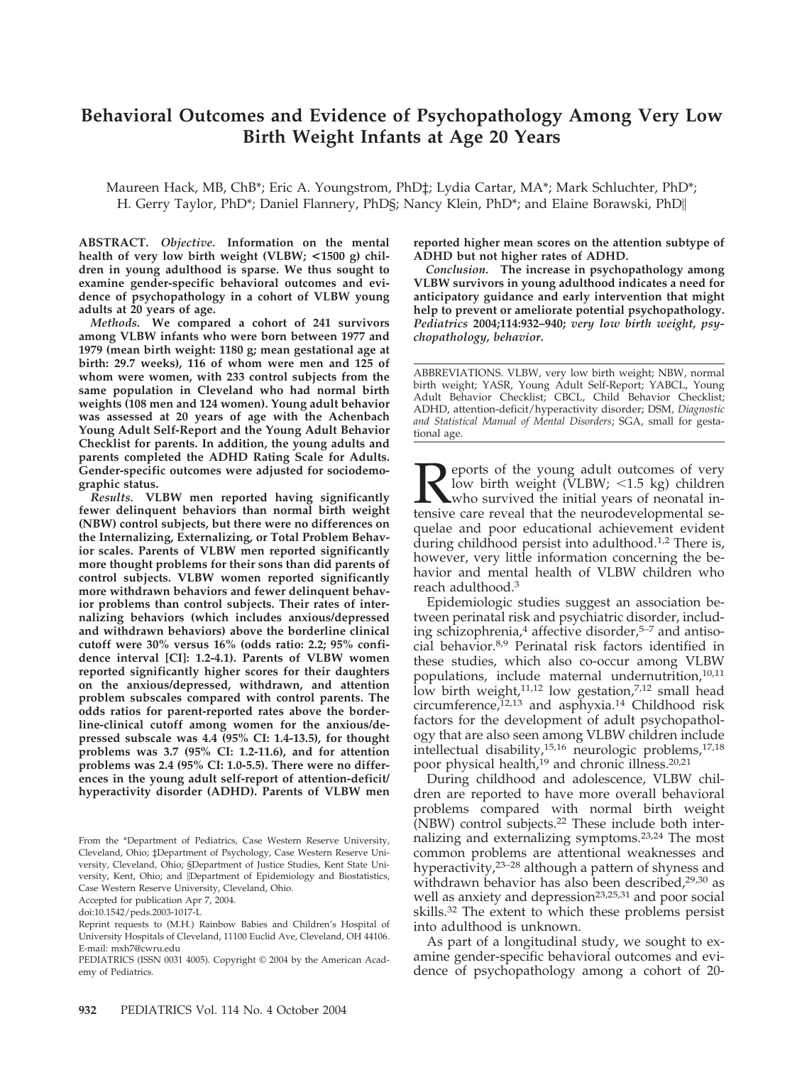# Behavioral Outcomes and Evidence of Psychopathology Among Very Low Birth Weight Infants at Age 20 Years

Maureen Hack, MB, ChB*; Eric A. Youngstrom, PhD‡; Lydia Cartar, MA*; Mark Schluchter, PhD*; H. Gerry Taylor, PhD*; Daniel Flannery, PhD§; Nancy Klein, PhD*; and Elaine Borawski, PhD‖

**ABSTRACT.** *Objective.* **Information on the mental health of very low birth weight (VLBW; <1500 g) children in young adulthood is sparse. We thus sought to examine gender-specific behavioral outcomes and evidence of psychopathology in a cohort of VLBW young adults at 20 years of age.**

*Methods.* **We compared a cohort of 241 survivors among VLBW infants who were born between 1977 and 1979 (mean birth weight: 1180 g; mean gestational age at birth: 29.7 weeks), 116 of whom were men and 125 of whom were women, with 233 control subjects from the same population in Cleveland who had normal birth weights (108 men and 124 women). Young adult behavior was assessed at 20 years of age with the Achenbach Young Adult Self-Report and the Young Adult Behavior Checklist for parents. In addition, the young adults and parents completed the ADHD Rating Scale for Adults. Gender-specific outcomes were adjusted for sociodemographic status.**

*Results.* **VLBW men reported having significantly fewer delinquent behaviors than normal birth weight (NBW) control subjects, but there were no differences on the Internalizing, Externalizing, or Total Problem Behavior scales. Parents of VLBW men reported significantly more thought problems for their sons than did parents of control subjects. VLBW women reported significantly more withdrawn behaviors and fewer delinquent behavior problems than control subjects. Their rates of internalizing behaviors (which includes anxious/depressed and withdrawn behaviors) above the borderline clinical cutoff were 30% versus 16% (odds ratio: 2.2; 95% confidence interval [CI]: 1.2-4.1). Parents of VLBW women reported significantly higher scores for their daughters on the anxious/depressed, withdrawn, and attention problem subscales compared with control parents. The odds ratios for parent-reported rates above the borderline-clinical cutoff among women for the anxious/depressed subscale was 4.4 (95% CI: 1.4-13.5), for thought problems was 3.7 (95% CI: 1.2-11.6), and for attention problems was 2.4 (95% CI: 1.0-5.5). There were no differences in the young adult self-report of attention-deficit/hyperactivity disorder (ADHD). Parents of VLBW men reported higher mean scores on the attention subtype of ADHD but not higher rates of ADHD.**

*Conclusion.* **The increase in psychopathology among VLBW survivors in young adulthood indicates a need for anticipatory guidance and early intervention that might help to prevent or ameliorate potential psychopathology.** ***Pediatrics*** **2004;114:932–940;** ***very low birth weight, psychopathology, behavior.***

ABBREVIATIONS. VLBW, very low birth weight; NBW, normal birth weight; YASR, Young Adult Self-Report; YABCL, Young Adult Behavior Checklist; CBCL, Child Behavior Checklist; ADHD, attention-deficit/hyperactivity disorder; DSM, *Diagnostic and Statistical Manual of Mental Disorders*; SGA, small for gestational age.

From the *Department of Pediatrics, Case Western Reserve University, Cleveland, Ohio; ‡Department of Psychology, Case Western Reserve University, Cleveland, Ohio; §Department of Justice Studies, Kent State University, Kent, Ohio; and ‖Department of Epidemiology and Biostatistics, Case Western Reserve University, Cleveland, Ohio.

Accepted for publication Apr 7, 2004.

doi:10.1542/peds.2003-1017-L

Reprint requests to (M.H.) Rainbow Babies and Children's Hospital of University Hospitals of Cleveland, 11100 Euclid Ave, Cleveland, OH 44106. E-mail: mxh7@cwru.edu

PEDIATRICS (ISSN 0031 4005). Copyright © 2004 by the American Academy of Pediatrics.

Reports of the young adult outcomes of very low birth weight (VLBW; <1.5 kg) children who survived the initial years of neonatal intensive care reveal that the neurodevelopmental sequelae and poor educational achievement evident during childhood persist into adulthood.[1,2] There is, however, very little information concerning the behavior and mental health of VLBW children who reach adulthood.[3]

Epidemiologic studies suggest an association between perinatal risk and psychiatric disorder, including schizophrenia,[4] affective disorder,[5–7] and antisocial behavior.[8,9] Perinatal risk factors identified in these studies, which also co-occur among VLBW populations, include maternal undernutrition,[10,11] low birth weight,[11,12] low gestation,[7,12] small head circumference,[12,13] and asphyxia.[14] Childhood risk factors for the development of adult psychopathology that are also seen among VLBW children include intellectual disability,[15,16] neurologic problems,[17,18] poor physical health,[19] and chronic illness.[20,21]

During childhood and adolescence, VLBW children are reported to have more overall behavioral problems compared with normal birth weight (NBW) control subjects.[22] These include both internalizing and externalizing symptoms.[23,24] The most common problems are attentional weaknesses and hyperactivity,[23–28] although a pattern of shyness and withdrawn behavior has also been described,[29,30] as well as anxiety and depression[23,25,31] and poor social skills.[32] The extent to which these problems persist into adulthood is unknown.

As part of a longitudinal study, we sought to examine gender-specific behavioral outcomes and evidence of psychopathology among a cohort of 20-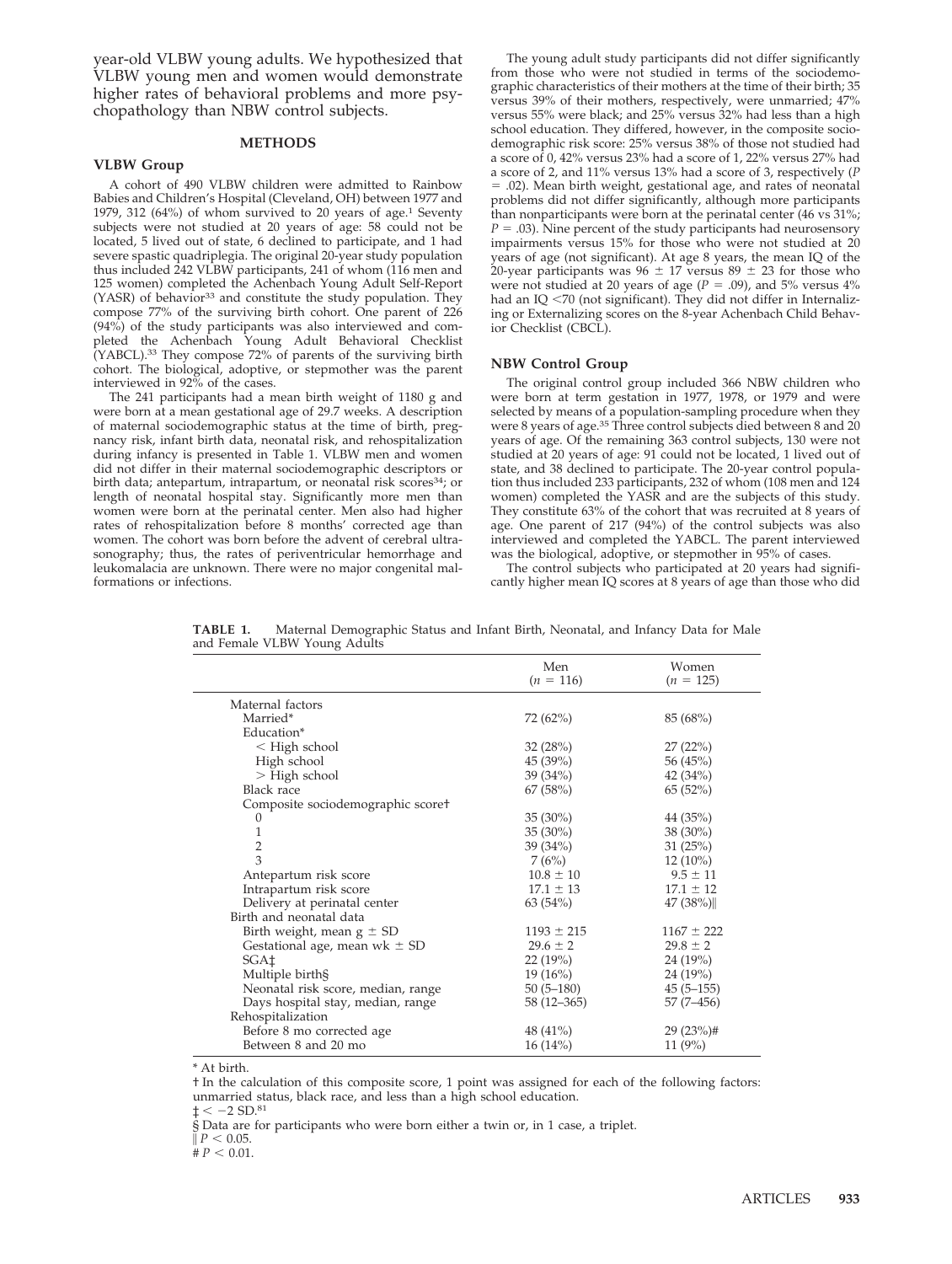year-old VLBW young adults. We hypothesized that VLBW young men and women would demonstrate higher rates of behavioral problems and more psychopathology than NBW control subjects.

## METHODS

### VLBW Group

A cohort of 490 VLBW children were admitted to Rainbow Babies and Children's Hospital (Cleveland, OH) between 1977 and 1979, 312 (64%) of whom survived to 20 years of age.[1] Seventy subjects were not studied at 20 years of age: 58 could not be located, 5 lived out of state, 6 declined to participate, and 1 had severe spastic quadriplegia. The original 20-year study population thus included 242 VLBW participants, 241 of whom (116 men and 125 women) completed the Achenbach Young Adult Self-Report (YASR) of behavior[33] and constitute the study population. They compose 77% of the surviving birth cohort. One parent of 226 (94%) of the study participants was also interviewed and completed the Achenbach Young Adult Behavioral Checklist (YABCL).[33] They compose 72% of parents of the surviving birth cohort. The biological, adoptive, or stepmother was the parent interviewed in 92% of the cases.

The 241 participants had a mean birth weight of 1180 g and were born at a mean gestational age of 29.7 weeks. A description of maternal sociodemographic status at the time of birth, pregnancy risk, infant birth data, neonatal risk, and rehospitalization during infancy is presented in Table 1. VLBW men and women did not differ in their maternal sociodemographic descriptors or birth data; antepartum, intrapartum, or neonatal risk scores[34]; or length of neonatal hospital stay. Significantly more men than women were born at the perinatal center. Men also had higher rates of rehospitalization before 8 months' corrected age than women. The cohort was born before the advent of cerebral ultrasonography; thus, the rates of periventricular hemorrhage and leukomalacia are unknown. There were no major congenital malformations or infections.

The young adult study participants did not differ significantly from those who were not studied in terms of the sociodemographic characteristics of their mothers at the time of their birth; 35 versus 39% of their mothers, respectively, were unmarried; 47% versus 55% were black; and 25% versus 32% had less than a high school education. They differed, however, in the composite sociodemographic risk score: 25% versus 38% of those not studied had a score of 0, 42% versus 23% had a score of 1, 22% versus 27% had a score of 2, and 11% versus 13% had a score of 3, respectively ($P = .02$). Mean birth weight, gestational age, and rates of neonatal problems did not differ significantly, although more participants than nonparticipants were born at the perinatal center (46 vs 31%; $P = .03$). Nine percent of the study participants had neurosensory impairments versus 15% for those who were not studied at 20 years of age (not significant). At age 8 years, the mean IQ of the 20-year participants was $96 \pm 17$ versus $89 \pm 23$ for those who were not studied at 20 years of age ($P = .09$), and 5% versus 4% had an IQ <70 (not significant). They did not differ in Internalizing or Externalizing scores on the 8-year Achenbach Child Behavior Checklist (CBCL).

### NBW Control Group

The original control group included 366 NBW children who were born at term gestation in 1977, 1978, or 1979 and were selected by means of a population-sampling procedure when they were 8 years of age.[35] Three control subjects died between 8 and 20 years of age. Of the remaining 363 control subjects, 130 were not studied at 20 years of age: 91 could not be located, 1 lived out of state, and 38 declined to participate. The 20-year control population thus included 233 participants, 232 of whom (108 men and 124 women) completed the YASR and are the subjects of this study. They constitute 63% of the cohort that was recruited at 8 years of age. One parent of 217 (94%) of the control subjects was also interviewed and completed the YABCL. The parent interviewed was the biological, adoptive, or stepmother in 95% of cases.

The control subjects who participated at 20 years had significantly higher mean IQ scores at 8 years of age than those who did

**TABLE 1.** Maternal Demographic Status and Infant Birth, Neonatal, and Infancy Data for Male and Female VLBW Young Adults

| | Men ($n = 116$) | Women ($n = 125$) |
|---|---|---|
| Maternal factors | | |
| Married* | 72 (62%) | 85 (68%) |
| Education* | | |
| < High school | 32 (28%) | 27 (22%) |
| High school | 45 (39%) | 56 (45%) |
| > High school | 39 (34%) | 42 (34%) |
| Black race | 67 (58%) | 65 (52%) |
| Composite sociodemographic score† | | |
| 0 | 35 (30%) | 44 (35%) |
| 1 | 35 (30%) | 38 (30%) |
| 2 | 39 (34%) | 31 (25%) |
| 3 | 7 (6%) | 12 (10%) |
| Antepartum risk score | $10.8 \pm 10$ | $9.5 \pm 11$ |
| Intrapartum risk score | $17.1 \pm 13$ | $17.1 \pm 12$ |
| Delivery at perinatal center | 63 (54%) | 47 (38%)‖ |
| Birth and neonatal data | | |
| Birth weight, mean g ± SD | $1193 \pm 215$ | $1167 \pm 222$ |
| Gestational age, mean wk ± SD | $29.6 \pm 2$ | $29.8 \pm 2$ |
| SGA‡ | 22 (19%) | 24 (19%) |
| Multiple birth§ | 19 (16%) | 24 (19%) |
| Neonatal risk score, median, range | 50 (5–180) | 45 (5–155) |
| Days hospital stay, median, range | 58 (12–365) | 57 (7–456) |
| Rehospitalization | | |
| Before 8 mo corrected age | 48 (41%) | 29 (23%)# |
| Between 8 and 20 mo | 16 (14%) | 11 (9%) |

\* At birth.

† In the calculation of this composite score, 1 point was assigned for each of the following factors: unmarried status, black race, and less than a high school education.

‡ < −2 SD.[81]

§ Data are for participants who were born either a twin or, in 1 case, a triplet.

‖ $P < 0.05$.

\# $P < 0.01$.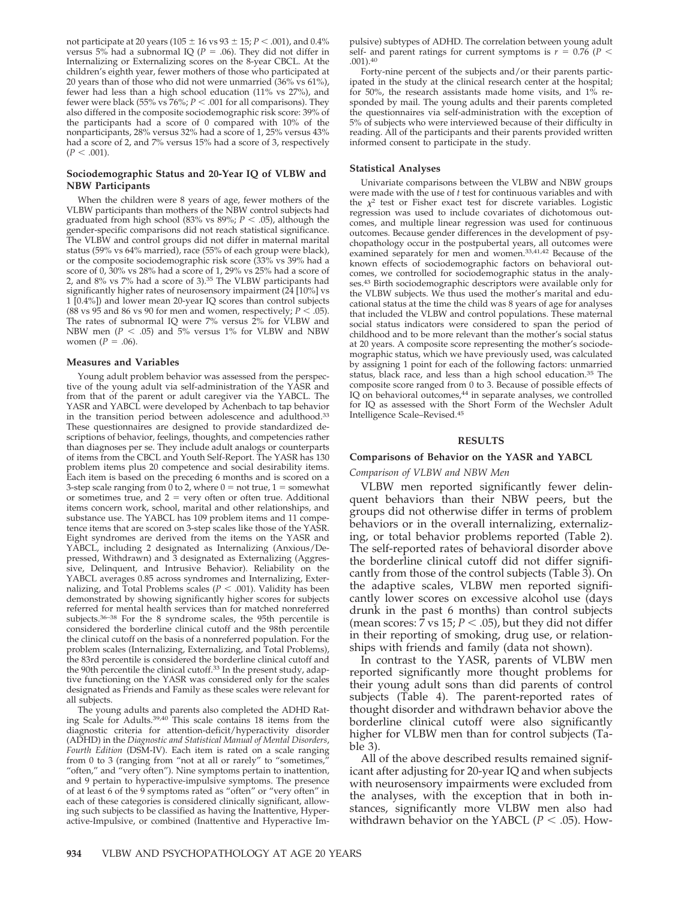not participate at 20 years (105 ± 16 vs 93 ± 15; $P < .001$), and 0.4% versus 5% had a subnormal IQ ($P = .06$). They did not differ in Internalizing or Externalizing scores on the 8-year CBCL. At the children's eighth year, fewer mothers of those who participated at 20 years than of those who did not were unmarried (36% vs 61%), fewer had less than a high school education (11% vs 27%), and fewer were black (55% vs 76%; $P < .001$ for all comparisons). They also differed in the composite sociodemographic risk score: 39% of the participants had a score of 0 compared with 10% of the nonparticipants, 28% versus 32% had a score of 1, 25% versus 43% had a score of 2, and 7% versus 15% had a score of 3, respectively ($P < .001$).

### Sociodemographic Status and 20-Year IQ of VLBW and NBW Participants

When the children were 8 years of age, fewer mothers of the VLBW participants than mothers of the NBW control subjects had graduated from high school (83% vs 89%; $P < .05$), although the gender-specific comparisons did not reach statistical significance. The VLBW and control groups did not differ in maternal marital status (59% vs 64% married), race (55% of each group were black), or the composite sociodemographic risk score (33% vs 39% had a score of 0, 30% vs 28% had a score of 1, 29% vs 25% had a score of 2, and 8% vs 7% had a score of 3).[35] The VLBW participants had significantly higher rates of neurosensory impairment (24 [10%] vs 1 [0.4%]) and lower mean 20-year IQ scores than control subjects (88 vs 95 and 86 vs 90 for men and women, respectively; $P < .05$). The rates of subnormal IQ were 7% versus 2% for VLBW and NBW men ($P < .05$) and 5% versus 1% for VLBW and NBW women ($P = .06$).

### Measures and Variables

Young adult problem behavior was assessed from the perspective of the young adult via self-administration of the YASR and from that of the parent or adult caregiver via the YABCL. The YASR and YABCL were developed by Achenbach to tap behavior in the transition period between adolescence and adulthood.[33] These questionnaires are designed to provide standardized descriptions of behavior, feelings, thoughts, and competencies rather than diagnoses per se. They include adult analogs or counterparts of items from the CBCL and Youth Self-Report. The YASR has 130 problem items plus 20 competence and social desirability items. Each item is based on the preceding 6 months and is scored on a 3-step scale ranging from 0 to 2, where 0 = not true, 1 = somewhat or sometimes true, and 2 = very often or often true. Additional items concern work, school, marital and other relationships, and substance use. The YABCL has 109 problem items and 11 competence items that are scored on 3-step scales like those of the YASR. Eight syndromes are derived from the items on the YASR and YABCL, including 2 designated as Internalizing (Anxious/Depressed, Withdrawn) and 3 designated as Externalizing (Aggressive, Delinquent, and Intrusive Behavior). Reliability on the YABCL averages 0.85 across syndromes and Internalizing, Externalizing, and Total Problems scales ($P < .001$). Validity has been demonstrated by showing significantly higher scores for subjects referred for mental health services than for matched nonreferred subjects.[36–38] For the 8 syndrome scales, the 95th percentile is considered the borderline clinical cutoff and the 98th percentile the clinical cutoff on the basis of a nonreferred population. For the problem scales (Internalizing, Externalizing, and Total Problems), the 83rd percentile is considered the borderline clinical cutoff and the 90th percentile the clinical cutoff.[33] In the present study, adaptive functioning on the YASR was considered only for the scales designated as Friends and Family as these scales were relevant for all subjects.

The young adults and parents also completed the ADHD Rating Scale for Adults.[39,40] This scale contains 18 items from the diagnostic criteria for attention-deficit/hyperactivity disorder (ADHD) in the *Diagnostic and Statistical Manual of Mental Disorders, Fourth Edition* (DSM-IV). Each item is rated on a scale ranging from 0 to 3 (ranging from "not at all or rarely" to "sometimes," "often," and "very often"). Nine symptoms pertain to inattention, and 9 pertain to hyperactive-impulsive symptoms. The presence of at least 6 of the 9 symptoms rated as "often" or "very often" in each of these categories is considered clinically significant, allowing such subjects to be classified as having the Inattentive, Hyperactive-Impulsive, or combined (Inattentive and Hyperactive Impulsive) subtypes of ADHD. The correlation between young adult self- and parent ratings for current symptoms is $r = 0.76$ ($P < .001$).[40]

Forty-nine percent of the subjects and/or their parents participated in the study at the clinical research center at the hospital; for 50%, the research assistants made home visits, and 1% responded by mail. The young adults and their parents completed the questionnaires via self-administration with the exception of 5% of subjects who were interviewed because of their difficulty in reading. All of the participants and their parents provided written informed consent to participate in the study.

### Statistical Analyses

Univariate comparisons between the VLBW and NBW groups were made with the use of *t* test for continuous variables and with the $\chi^2$ test or Fisher exact test for discrete variables. Logistic regression was used to include covariates of dichotomous outcomes, and multiple linear regression was used for continuous outcomes. Because gender differences in the development of psychopathology occur in the postpubertal years, all outcomes were examined separately for men and women.[33,41,42] Because of the known effects of sociodemographic factors on behavioral outcomes, we controlled for sociodemographic status in the analyses.[43] Birth sociodemographic descriptors were available only for the VLBW subjects. We thus used the mother's marital and educational status at the time the child was 8 years of age for analyses that included the VLBW and control populations. These maternal social status indicators were considered to span the period of childhood and to be more relevant than the mother's social status at 20 years. A composite score representing the mother's sociodemographic status, which we have previously used, was calculated by assigning 1 point for each of the following factors: unmarried status, black race, and less than a high school education.[35] The composite score ranged from 0 to 3. Because of possible effects of IQ on behavioral outcomes,[44] in separate analyses, we controlled for IQ as assessed with the Short Form of the Wechsler Adult Intelligence Scale–Revised.[45]

## RESULTS

### Comparisons of Behavior on the YASR and YABCL

#### *Comparison of VLBW and NBW Men*

VLBW men reported significantly fewer delinquent behaviors than their NBW peers, but the groups did not otherwise differ in terms of problem behaviors or in the overall internalizing, externalizing, or total behavior problems reported (Table 2). The self-reported rates of behavioral disorder above the borderline clinical cutoff did not differ significantly from those of the control subjects (Table 3). On the adaptive scales, VLBW men reported significantly lower scores on excessive alcohol use (days drunk in the past 6 months) than control subjects (mean scores: 7 vs 15; $P < .05$), but they did not differ in their reporting of smoking, drug use, or relationships with friends and family (data not shown).

In contrast to the YASR, parents of VLBW men reported significantly more thought problems for their young adult sons than did parents of control subjects (Table 4). The parent-reported rates of thought disorder and withdrawn behavior above the borderline clinical cutoff were also significantly higher for VLBW men than for control subjects (Table 3).

All of the above described results remained significant after adjusting for 20-year IQ and when subjects with neurosensory impairments were excluded from the analyses, with the exception that in both instances, significantly more VLBW men also had withdrawn behavior on the YABCL ($P < .05$). How-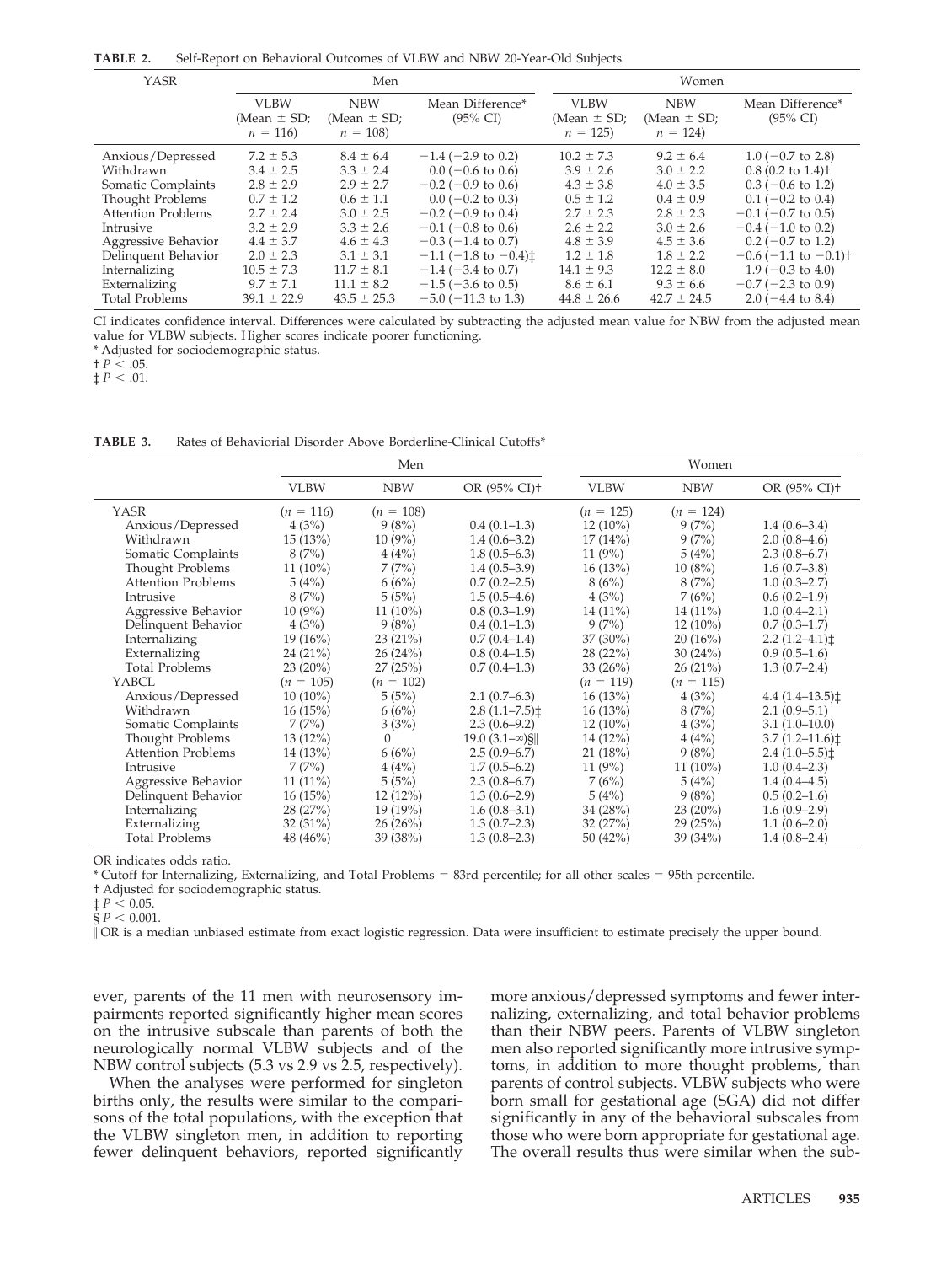**TABLE 2.** Self-Report on Behavioral Outcomes of VLBW and NBW 20-Year-Old Subjects

| YASR | Men | | | Women | | |
|---|---|---|---|---|---|---|
| | VLBW (Mean ± SD; $n$ = 116) | NBW (Mean ± SD; $n$ = 108) | Mean Difference* (95% CI) | VLBW (Mean ± SD; $n$ = 125) | NBW (Mean ± SD; $n$ = 124) | Mean Difference* (95% CI) |
| Anxious/Depressed | 7.2 ± 5.3 | 8.4 ± 6.4 | −1.4 (−2.9 to 0.2) | 10.2 ± 7.3 | 9.2 ± 6.4 | 1.0 (−0.7 to 2.8) |
| Withdrawn | 3.4 ± 2.5 | 3.3 ± 2.4 | 0.0 (−0.6 to 0.6) | 3.9 ± 2.6 | 3.0 ± 2.2 | 0.8 (0.2 to 1.4)† |
| Somatic Complaints | 2.8 ± 2.9 | 2.9 ± 2.7 | −0.2 (−0.9 to 0.6) | 4.3 ± 3.8 | 4.0 ± 3.5 | 0.3 (−0.6 to 1.2) |
| Thought Problems | 0.7 ± 1.2 | 0.6 ± 1.1 | 0.0 (−0.2 to 0.3) | 0.5 ± 1.2 | 0.4 ± 0.9 | 0.1 (−0.2 to 0.4) |
| Attention Problems | 2.7 ± 2.4 | 3.0 ± 2.5 | −0.2 (−0.9 to 0.4) | 2.7 ± 2.3 | 2.8 ± 2.3 | −0.1 (−0.7 to 0.5) |
| Intrusive | 3.2 ± 2.9 | 3.3 ± 2.6 | −0.1 (−0.8 to 0.6) | 2.6 ± 2.2 | 3.0 ± 2.6 | −0.4 (−1.0 to 0.2) |
| Aggressive Behavior | 4.4 ± 3.7 | 4.6 ± 4.3 | −0.3 (−1.4 to 0.7) | 4.8 ± 3.9 | 4.5 ± 3.6 | 0.2 (−0.7 to 1.2) |
| Delinquent Behavior | 2.0 ± 2.3 | 3.1 ± 3.1 | −1.1 (−1.8 to −0.4)‡ | 1.2 ± 1.8 | 1.8 ± 2.2 | −0.6 (−1.1 to −0.1)† |
| Internalizing | 10.5 ± 7.3 | 11.7 ± 8.1 | −1.4 (−3.4 to 0.7) | 14.1 ± 9.3 | 12.2 ± 8.0 | 1.9 (−0.3 to 4.0) |
| Externalizing | 9.7 ± 7.1 | 11.1 ± 8.2 | −1.5 (−3.6 to 0.5) | 8.6 ± 6.1 | 9.3 ± 6.6 | −0.7 (−2.3 to 0.9) |
| Total Problems | 39.1 ± 22.9 | 43.5 ± 25.3 | −5.0 (−11.3 to 1.3) | 44.8 ± 26.6 | 42.7 ± 24.5 | 2.0 (−4.4 to 8.4) |

CI indicates confidence interval. Differences were calculated by subtracting the adjusted mean value for NBW from the adjusted mean value for VLBW subjects. Higher scores indicate poorer functioning.
* Adjusted for sociodemographic status.
† $P < .05$.
‡ $P < .01$.

**TABLE 3.** Rates of Behaviorial Disorder Above Borderline-Clinical Cutoffs*

| | Men | | | Women | | |
|---|---|---|---|---|---|---|
| | VLBW | NBW | OR (95% CI)† | VLBW | NBW | OR (95% CI)† |
| YASR | ($n$ = 116) | ($n$ = 108) | | ($n$ = 125) | ($n$ = 124) | |
| Anxious/Depressed | 4 (3%) | 9 (8%) | 0.4 (0.1–1.3) | 12 (10%) | 9 (7%) | 1.4 (0.6–3.4) |
| Withdrawn | 15 (13%) | 10 (9%) | 1.4 (0.6–3.2) | 17 (14%) | 9 (7%) | 2.0 (0.8–4.6) |
| Somatic Complaints | 8 (7%) | 4 (4%) | 1.8 (0.5–6.3) | 11 (9%) | 5 (4%) | 2.3 (0.8–6.7) |
| Thought Problems | 11 (10%) | 7 (7%) | 1.4 (0.5–3.9) | 16 (13%) | 10 (8%) | 1.6 (0.7–3.8) |
| Attention Problems | 5 (4%) | 6 (6%) | 0.7 (0.2–2.5) | 8 (6%) | 8 (7%) | 1.0 (0.3–2.7) |
| Intrusive | 8 (7%) | 5 (5%) | 1.5 (0.5–4.6) | 4 (3%) | 7 (6%) | 0.6 (0.2–1.9) |
| Aggressive Behavior | 10 (9%) | 11 (10%) | 0.8 (0.3–1.9) | 14 (11%) | 14 (11%) | 1.0 (0.4–2.1) |
| Delinquent Behavior | 4 (3%) | 9 (8%) | 0.4 (0.1–1.3) | 9 (7%) | 12 (10%) | 0.7 (0.3–1.7) |
| Internalizing | 19 (16%) | 23 (21%) | 0.7 (0.4–1.4) | 37 (30%) | 20 (16%) | 2.2 (1.2–4.1)‡ |
| Externalizing | 24 (21%) | 26 (24%) | 0.8 (0.4–1.5) | 28 (22%) | 30 (24%) | 0.9 (0.5–1.6) |
| Total Problems | 23 (20%) | 27 (25%) | 0.7 (0.4–1.3) | 33 (26%) | 26 (21%) | 1.3 (0.7–2.4) |
| YABCL | ($n$ = 105) | ($n$ = 102) | | ($n$ = 119) | ($n$ = 115) | |
| Anxious/Depressed | 10 (10%) | 5 (5%) | 2.1 (0.7–6.3) | 16 (13%) | 4 (3%) | 4.4 (1.4–13.5)‡ |
| Withdrawn | 16 (15%) | 6 (6%) | 2.8 (1.1–7.5)‡ | 16 (13%) | 8 (7%) | 2.1 (0.9–5.1) |
| Somatic Complaints | 7 (7%) | 3 (3%) | 2.3 (0.6–9.2) | 12 (10%) | 4 (3%) | 3.1 (1.0–10.0) |
| Thought Problems | 13 (12%) | 0 | 19.0 (3.1–∞)§‖ | 14 (12%) | 4 (4%) | 3.7 (1.2–11.6)‡ |
| Attention Problems | 14 (13%) | 6 (6%) | 2.5 (0.9–6.7) | 21 (18%) | 9 (8%) | 2.4 (1.0–5.5)‡ |
| Intrusive | 7 (7%) | 4 (4%) | 1.7 (0.5–6.2) | 11 (9%) | 11 (10%) | 1.0 (0.4–2.3) |
| Aggressive Behavior | 11 (11%) | 5 (5%) | 2.3 (0.8–6.7) | 7 (6%) | 5 (4%) | 1.4 (0.4–4.5) |
| Delinquent Behavior | 16 (15%) | 12 (12%) | 1.3 (0.6–2.9) | 5 (4%) | 9 (8%) | 0.5 (0.2–1.6) |
| Internalizing | 28 (27%) | 19 (19%) | 1.6 (0.8–3.1) | 34 (28%) | 23 (20%) | 1.6 (0.9–2.9) |
| Externalizing | 32 (31%) | 26 (26%) | 1.3 (0.7–2.3) | 32 (27%) | 29 (25%) | 1.1 (0.6–2.0) |
| Total Problems | 48 (46%) | 39 (38%) | 1.3 (0.8–2.3) | 50 (42%) | 39 (34%) | 1.4 (0.8–2.4) |

OR indicates odds ratio.
* Cutoff for Internalizing, Externalizing, and Total Problems = 83rd percentile; for all other scales = 95th percentile.
† Adjusted for sociodemographic status.
‡ $P < 0.05$.
§ $P < 0.001$.
‖ OR is a median unbiased estimate from exact logistic regression. Data were insufficient to estimate precisely the upper bound.

ever, parents of the 11 men with neurosensory impairments reported significantly higher mean scores on the intrusive subscale than parents of both the neurologically normal VLBW subjects and of the NBW control subjects (5.3 vs 2.9 vs 2.5, respectively).

When the analyses were performed for singleton births only, the results were similar to the comparisons of the total populations, with the exception that the VLBW singleton men, in addition to reporting fewer delinquent behaviors, reported significantly more anxious/depressed symptoms and fewer internalizing, externalizing, and total behavior problems than their NBW peers. Parents of VLBW singleton men also reported significantly more intrusive symptoms, in addition to more thought problems, than parents of control subjects. VLBW subjects who were born small for gestational age (SGA) did not differ significantly in any of the behavioral subscales from those who were born appropriate for gestational age. The overall results thus were similar when the sub-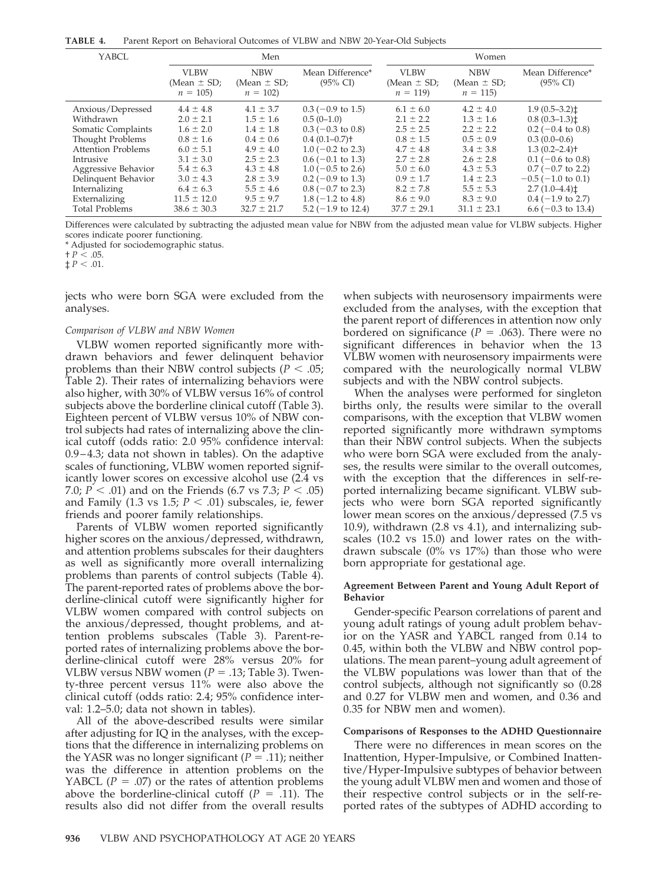**TABLE 4.** Parent Report on Behavioral Outcomes of VLBW and NBW 20-Year-Old Subjects

| YABCL | Men | | | Women | | |
|---|---|---|---|---|---|---|
| | VLBW (Mean ± SD; $n$ = 105) | NBW (Mean ± SD; $n$ = 102) | Mean Difference* (95% CI) | VLBW (Mean ± SD; $n$ = 119) | NBW (Mean ± SD; $n$ = 115) | Mean Difference* (95% CI) |
| Anxious/Depressed | 4.4 ± 4.8 | 4.1 ± 3.7 | 0.3 (−0.9 to 1.5) | 6.1 ± 6.0 | 4.2 ± 4.0 | 1.9 (0.5–3.2)‡ |
| Withdrawn | 2.0 ± 2.1 | 1.5 ± 1.6 | 0.5 (0–1.0) | 2.1 ± 2.2 | 1.3 ± 1.6 | 0.8 (0.3–1.3)‡ |
| Somatic Complaints | 1.6 ± 2.0 | 1.4 ± 1.8 | 0.3 (−0.3 to 0.8) | 2.5 ± 2.5 | 2.2 ± 2.2 | 0.2 (−0.4 to 0.8) |
| Thought Problems | 0.8 ± 1.6 | 0.4 ± 0.6 | 0.4 (0.1–0.7)† | 0.8 ± 1.5 | 0.5 ± 0.9 | 0.3 (0.0–0.6) |
| Attention Problems | 6.0 ± 5.1 | 4.9 ± 4.0 | 1.0 (−0.2 to 2.3) | 4.7 ± 4.8 | 3.4 ± 3.8 | 1.3 (0.2–2.4)† |
| Intrusive | 3.1 ± 3.0 | 2.5 ± 2.3 | 0.6 (−0.1 to 1.3) | 2.7 ± 2.8 | 2.6 ± 2.8 | 0.1 (−0.6 to 0.8) |
| Aggressive Behavior | 5.4 ± 6.3 | 4.3 ± 4.8 | 1.0 (−0.5 to 2.6) | 5.0 ± 6.0 | 4.3 ± 5.3 | 0.7 (−0.7 to 2.2) |
| Delinquent Behavior | 3.0 ± 4.3 | 2.8 ± 3.9 | 0.2 (−0.9 to 1.3) | 0.9 ± 1.7 | 1.4 ± 2.3 | −0.5 (−1.0 to 0.1) |
| Internalizing | 6.4 ± 6.3 | 5.5 ± 4.6 | 0.8 (−0.7 to 2.3) | 8.2 ± 7.8 | 5.5 ± 5.3 | 2.7 (1.0–4.4)‡ |
| Externalizing | 11.5 ± 12.0 | 9.5 ± 9.7 | 1.8 (−1.2 to 4.8) | 8.6 ± 9.0 | 8.3 ± 9.0 | 0.4 (−1.9 to 2.7) |
| Total Problems | 38.6 ± 30.3 | 32.7 ± 21.7 | 5.2 (−1.9 to 12.4) | 37.7 ± 29.1 | 31.1 ± 23.1 | 6.6 (−0.3 to 13.4) |

Differences were calculated by subtracting the adjusted mean value for NBW from the adjusted mean value for VLBW subjects. Higher scores indicate poorer functioning.
* Adjusted for sociodemographic status.
† $P < .05$.
‡ $P < .01$.

jects who were born SGA were excluded from the analyses.

*Comparison of VLBW and NBW Women*

VLBW women reported significantly more withdrawn behaviors and fewer delinquent behavior problems than their NBW control subjects ($P < .05$; Table 2). Their rates of internalizing behaviors were also higher, with 30% of VLBW versus 16% of control subjects above the borderline clinical cutoff (Table 3). Eighteen percent of VLBW versus 10% of NBW control subjects had rates of internalizing above the clinical cutoff (odds ratio: 2.0 95% confidence interval: 0.9–4.3; data not shown in tables). On the adaptive scales of functioning, VLBW women reported significantly lower scores on excessive alcohol use (2.4 vs 7.0; $P < .01$) and on the Friends (6.7 vs 7.3; $P < .05$) and Family (1.3 vs 1.5; $P < .01$) subscales, ie, fewer friends and poorer family relationships.

Parents of VLBW women reported significantly higher scores on the anxious/depressed, withdrawn, and attention problems subscales for their daughters as well as significantly more overall internalizing problems than parents of control subjects (Table 4). The parent-reported rates of problems above the borderline-clinical cutoff were significantly higher for VLBW women compared with control subjects on the anxious/depressed, thought problems, and attention problems subscales (Table 3). Parent-reported rates of internalizing problems above the borderline-clinical cutoff were 28% versus 20% for VLBW versus NBW women ($P = .13$; Table 3). Twenty-three percent versus 11% were also above the clinical cutoff (odds ratio: 2.4; 95% confidence interval: 1.2–5.0; data not shown in tables).

All of the above-described results were similar after adjusting for IQ in the analyses, with the exceptions that the difference in internalizing problems on the YASR was no longer significant ($P = .11$); neither was the difference in attention problems on the YABCL ($P = .07$) or the rates of attention problems above the borderline-clinical cutoff ($P = .11$). The results also did not differ from the overall results when subjects with neurosensory impairments were excluded from the analyses, with the exception that the parent report of differences in attention now only bordered on significance ($P = .063$). There were no significant differences in behavior when the 13 VLBW women with neurosensory impairments were compared with the neurologically normal VLBW subjects and with the NBW control subjects.

When the analyses were performed for singleton births only, the results were similar to the overall comparisons, with the exception that VLBW women reported significantly more withdrawn symptoms than their NBW control subjects. When the subjects who were born SGA were excluded from the analyses, the results were similar to the overall outcomes, with the exception that the differences in self-reported internalizing became significant. VLBW subjects who were born SGA reported significantly lower mean scores on the anxious/depressed (7.5 vs 10.9), withdrawn (2.8 vs 4.1), and internalizing subscales (10.2 vs 15.0) and lower rates on the withdrawn subscale (0% vs 17%) than those who were born appropriate for gestational age.

## Agreement Between Parent and Young Adult Report of Behavior

Gender-specific Pearson correlations of parent and young adult ratings of young adult problem behavior on the YASR and YABCL ranged from 0.14 to 0.45, within both the VLBW and NBW control populations. The mean parent–young adult agreement of the VLBW populations was lower than that of the control subjects, although not significantly so (0.28 and 0.27 for VLBW men and women, and 0.36 and 0.35 for NBW men and women).

## Comparisons of Responses to the ADHD Questionnaire

There were no differences in mean scores on the Inattention, Hyper-Impulsive, or Combined Inattentive/Hyper-Impulsive subtypes of behavior between the young adult VLBW men and women and those of their respective control subjects or in the self-reported rates of the subtypes of ADHD according to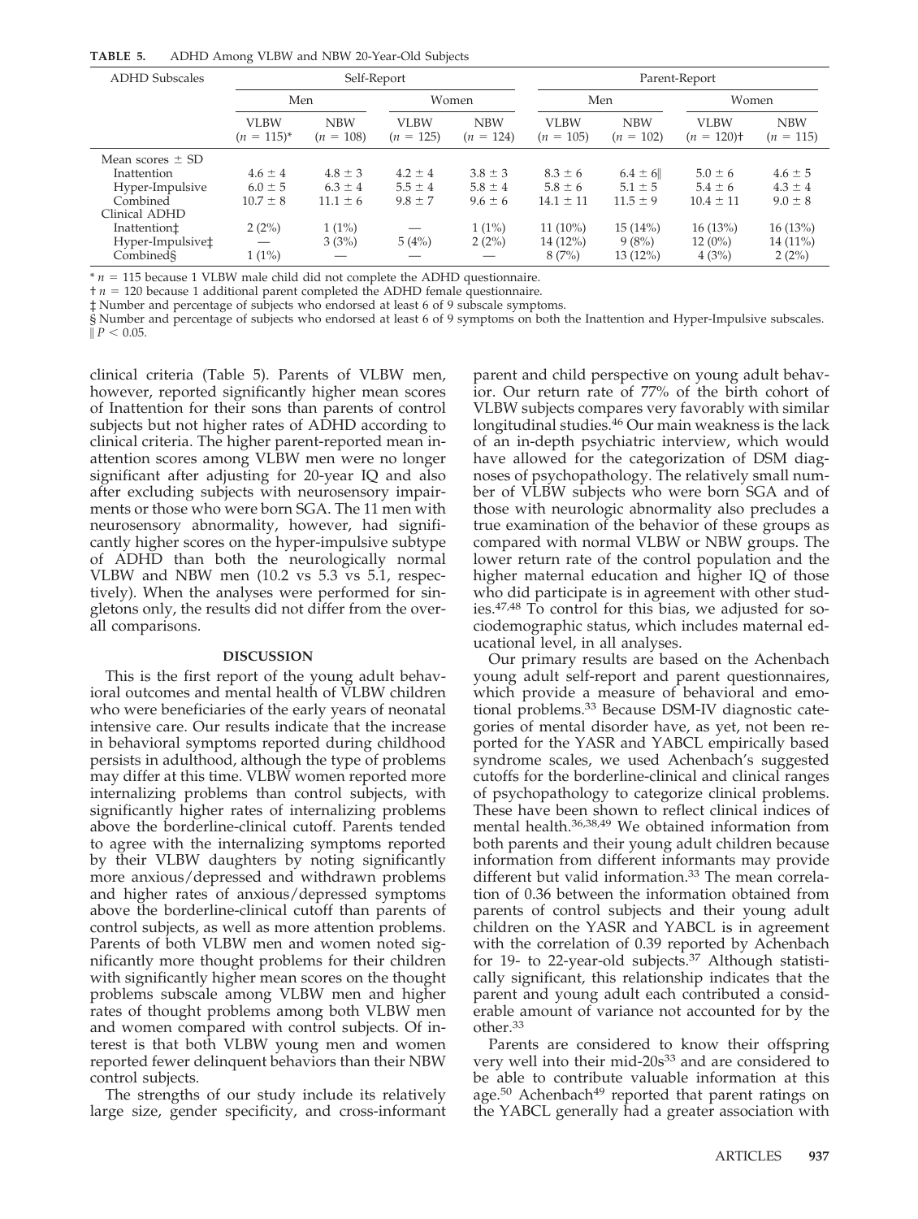**TABLE 5.** ADHD Among VLBW and NBW 20-Year-Old Subjects

| ADHD Subscales | Self-Report | | | | Parent-Report | | | |
|---|---|---|---|---|---|---|---|---|
| | Men | | Women | | Men | | Women | |
| | VLBW ($n$ = 115)* | NBW ($n$ = 108) | VLBW ($n$ = 125) | NBW ($n$ = 124) | VLBW ($n$ = 105) | NBW ($n$ = 102) | VLBW ($n$ = 120)† | NBW ($n$ = 115) |
| Mean scores ± SD | | | | | | | | |
| Inattention | 4.6 ± 4 | 4.8 ± 3 | 4.2 ± 4 | 3.8 ± 3 | 8.3 ± 6 | 6.4 ± 6‖ | 5.0 ± 6 | 4.6 ± 5 |
| Hyper-Impulsive | 6.0 ± 5 | 6.3 ± 4 | 5.5 ± 4 | 5.8 ± 4 | 5.8 ± 6 | 5.1 ± 5 | 5.4 ± 6 | 4.3 ± 4 |
| Combined | 10.7 ± 8 | 11.1 ± 6 | 9.8 ± 7 | 9.6 ± 6 | 14.1 ± 11 | 11.5 ± 9 | 10.4 ± 11 | 9.0 ± 8 |
| Clinical ADHD | | | | | | | | |
| Inattention‡ | 2 (2%) | 1 (1%) | — | 1 (1%) | 11 (10%) | 15 (14%) | 16 (13%) | 16 (13%) |
| Hyper-Impulsive‡ | — | 3 (3%) | 5 (4%) | 2 (2%) | 14 (12%) | 9 (8%) | 12 (0%) | 14 (11%) |
| Combined§ | 1 (1%) | — | — | — | 8 (7%) | 13 (12%) | 4 (3%) | 2 (2%) |

* $n$ = 115 because 1 VLBW male child did not complete the ADHD questionnaire.
† $n$ = 120 because 1 additional parent completed the ADHD female questionnaire.
‡ Number and percentage of subjects who endorsed at least 6 of 9 subscale symptoms.
§ Number and percentage of subjects who endorsed at least 6 of 9 symptoms on both the Inattention and Hyper-Impulsive subscales.
‖ $P < 0.05$.

clinical criteria (Table 5). Parents of VLBW men, however, reported significantly higher mean scores of Inattention for their sons than parents of control subjects but not higher rates of ADHD according to clinical criteria. The higher parent-reported mean inattention scores among VLBW men were no longer significant after adjusting for 20-year IQ and also after excluding subjects with neurosensory impairments or those who were born SGA. The 11 men with neurosensory abnormality, however, had significantly higher scores on the hyper-impulsive subtype of ADHD than both the neurologically normal VLBW and NBW men (10.2 vs 5.3 vs 5.1, respectively). When the analyses were performed for singletons only, the results did not differ from the overall comparisons.

## DISCUSSION

This is the first report of the young adult behavioral outcomes and mental health of VLBW children who were beneficiaries of the early years of neonatal intensive care. Our results indicate that the increase in behavioral symptoms reported during childhood persists in adulthood, although the type of problems may differ at this time. VLBW women reported more internalizing problems than control subjects, with significantly higher rates of internalizing problems above the borderline-clinical cutoff. Parents tended to agree with the internalizing symptoms reported by their VLBW daughters by noting significantly more anxious/depressed and withdrawn problems and higher rates of anxious/depressed symptoms above the borderline-clinical cutoff than parents of control subjects, as well as more attention problems. Parents of both VLBW men and women noted significantly more thought problems for their children with significantly higher mean scores on the thought problems subscale among VLBW men and higher rates of thought problems among both VLBW men and women compared with control subjects. Of interest is that both VLBW young men and women reported fewer delinquent behaviors than their NBW control subjects.

The strengths of our study include its relatively large size, gender specificity, and cross-informant parent and child perspective on young adult behavior. Our return rate of 77% of the birth cohort of VLBW subjects compares very favorably with similar longitudinal studies.[46] Our main weakness is the lack of an in-depth psychiatric interview, which would have allowed for the categorization of DSM diagnoses of psychopathology. The relatively small number of VLBW subjects who were born SGA and of those with neurologic abnormality also precludes a true examination of the behavior of these groups as compared with normal VLBW or NBW groups. The lower return rate of the control population and the higher maternal education and higher IQ of those who did participate is in agreement with other studies.[47,48] To control for this bias, we adjusted for sociodemographic status, which includes maternal educational level, in all analyses.

Our primary results are based on the Achenbach young adult self-report and parent questionnaires, which provide a measure of behavioral and emotional problems.[33] Because DSM-IV diagnostic categories of mental disorder have, as yet, not been reported for the YASR and YABCL empirically based syndrome scales, we used Achenbach's suggested cutoffs for the borderline-clinical and clinical ranges of psychopathology to categorize clinical problems. These have been shown to reflect clinical indices of mental health.[36,38,49] We obtained information from both parents and their young adult children because information from different informants may provide different but valid information.[33] The mean correlation of 0.36 between the information obtained from parents of control subjects and their young adult children on the YASR and YABCL is in agreement with the correlation of 0.39 reported by Achenbach for 19- to 22-year-old subjects.[37] Although statistically significant, this relationship indicates that the parent and young adult each contributed a considerable amount of variance not accounted for by the other.[33]

Parents are considered to know their offspring very well into their mid-20s[33] and are considered to be able to contribute valuable information at this age.[50] Achenbach[49] reported that parent ratings on the YABCL generally had a greater association with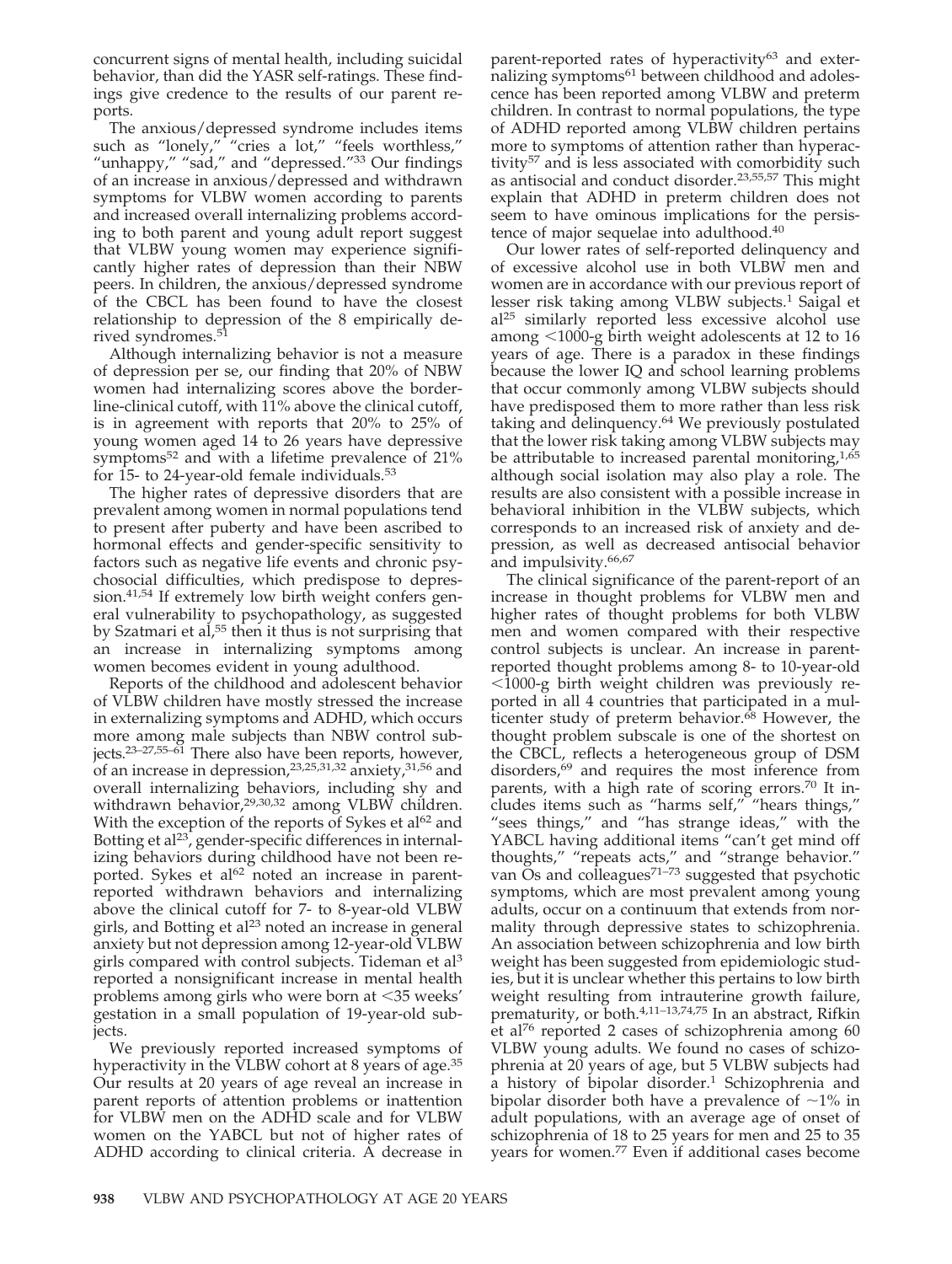concurrent signs of mental health, including suicidal behavior, than did the YASR self-ratings. These findings give credence to the results of our parent reports.

The anxious/depressed syndrome includes items such as "lonely," "cries a lot," "feels worthless," "unhappy," "sad," and "depressed."[33] Our findings of an increase in anxious/depressed and withdrawn symptoms for VLBW women according to parents and increased overall internalizing problems according to both parent and young adult report suggest that VLBW young women may experience significantly higher rates of depression than their NBW peers. In children, the anxious/depressed syndrome of the CBCL has been found to have the closest relationship to depression of the 8 empirically derived syndromes.[51]

Although internalizing behavior is not a measure of depression per se, our finding that 20% of NBW women had internalizing scores above the borderline-clinical cutoff, with 11% above the clinical cutoff, is in agreement with reports that 20% to 25% of young women aged 14 to 26 years have depressive symptoms[52] and with a lifetime prevalence of 21% for 15- to 24-year-old female individuals.[53]

The higher rates of depressive disorders that are prevalent among women in normal populations tend to present after puberty and have been ascribed to hormonal effects and gender-specific sensitivity to factors such as negative life events and chronic psychosocial difficulties, which predispose to depression.[41,54] If extremely low birth weight confers general vulnerability to psychopathology, as suggested by Szatmari et al,[55] then it thus is not surprising that an increase in internalizing symptoms among women becomes evident in young adulthood.

Reports of the childhood and adolescent behavior of VLBW children have mostly stressed the increase in externalizing symptoms and ADHD, which occurs more among male subjects than NBW control subjects.[23–27,55–61] There also have been reports, however, of an increase in depression,[23,25,31,32] anxiety,[31,56] and overall internalizing behaviors, including shy and withdrawn behavior,[29,30,32] among VLBW children. With the exception of the reports of Sykes et al[62] and Botting et al[23], gender-specific differences in internalizing behaviors during childhood have not been reported. Sykes et al[62] noted an increase in parent-reported withdrawn behaviors and internalizing above the clinical cutoff for 7- to 8-year-old VLBW girls, and Botting et al[23] noted an increase in general anxiety but not depression among 12-year-old VLBW girls compared with control subjects. Tideman et al[3] reported a nonsignificant increase in mental health problems among girls who were born at <35 weeks' gestation in a small population of 19-year-old subjects.

We previously reported increased symptoms of hyperactivity in the VLBW cohort at 8 years of age.[35] Our results at 20 years of age reveal an increase in parent reports of attention problems or inattention for VLBW men on the ADHD scale and for VLBW women on the YABCL but not of higher rates of ADHD according to clinical criteria. A decrease in parent-reported rates of hyperactivity[63] and externalizing symptoms[61] between childhood and adolescence has been reported among VLBW and preterm children. In contrast to normal populations, the type of ADHD reported among VLBW children pertains more to symptoms of attention rather than hyperactivity[57] and is less associated with comorbidity such as antisocial and conduct disorder.[23,55,57] This might explain that ADHD in preterm children does not seem to have ominous implications for the persistence of major sequelae into adulthood.[40]

Our lower rates of self-reported delinquency and of excessive alcohol use in both VLBW men and women are in accordance with our previous report of lesser risk taking among VLBW subjects.[1] Saigal et al[25] similarly reported less excessive alcohol use among <1000-g birth weight adolescents at 12 to 16 years of age. There is a paradox in these findings because the lower IQ and school learning problems that occur commonly among VLBW subjects should have predisposed them to more rather than less risk taking and delinquency.[64] We previously postulated that the lower risk taking among VLBW subjects may be attributable to increased parental monitoring,[1,65] although social isolation may also play a role. The results are also consistent with a possible increase in behavioral inhibition in the VLBW subjects, which corresponds to an increased risk of anxiety and depression, as well as decreased antisocial behavior and impulsivity.[66,67]

The clinical significance of the parent-report of an increase in thought problems for VLBW men and higher rates of thought problems for both VLBW men and women compared with their respective control subjects is unclear. An increase in parent-reported thought problems among 8- to 10-year-old <1000-g birth weight children was previously reported in all 4 countries that participated in a multicenter study of preterm behavior.[68] However, the thought problem subscale is one of the shortest on the CBCL, reflects a heterogeneous group of DSM disorders,[69] and requires the most inference from parents, with a high rate of scoring errors.[70] It includes items such as "harms self," "hears things," "sees things," and "has strange ideas," with the YABCL having additional items "can't get mind off thoughts," "repeats acts," and "strange behavior." van Os and colleagues[71–73] suggested that psychotic symptoms, which are most prevalent among young adults, occur on a continuum that extends from normality through depressive states to schizophrenia. An association between schizophrenia and low birth weight has been suggested from epidemiologic studies, but it is unclear whether this pertains to low birth weight resulting from intrauterine growth failure, prematurity, or both.[4,11–13,74,75] In an abstract, Rifkin et al[76] reported 2 cases of schizophrenia among 60 VLBW young adults. We found no cases of schizophrenia at 20 years of age, but 5 VLBW subjects had a history of bipolar disorder.[1] Schizophrenia and bipolar disorder both have a prevalence of ~1% in adult populations, with an average age of onset of schizophrenia of 18 to 25 years for men and 25 to 35 years for women.[77] Even if additional cases become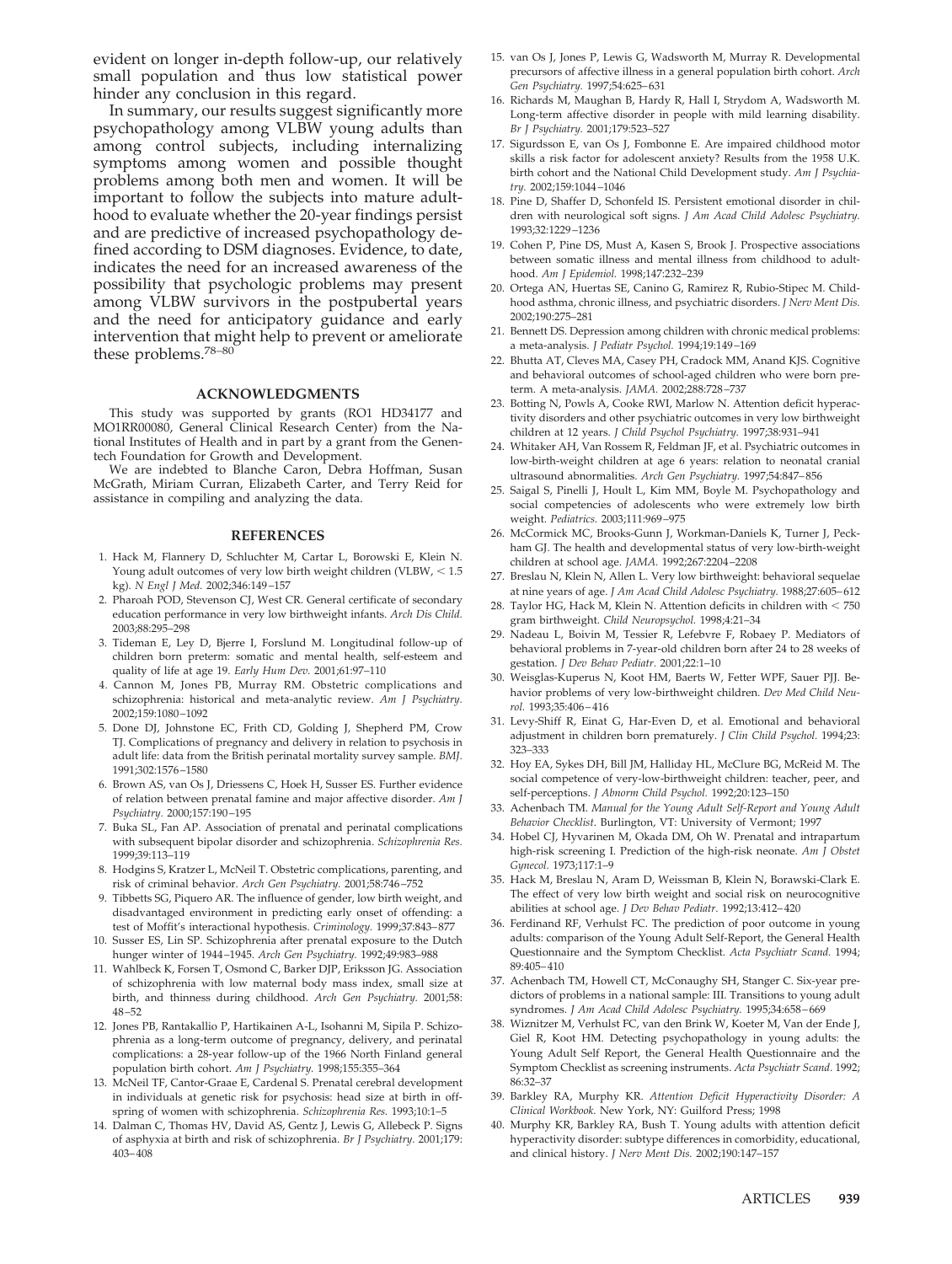evident on longer in-depth follow-up, our relatively small population and thus low statistical power hinder any conclusion in this regard.

In summary, our results suggest significantly more psychopathology among VLBW young adults than among control subjects, including internalizing symptoms among women and possible thought problems among both men and women. It will be important to follow the subjects into mature adulthood to evaluate whether the 20-year findings persist and are predictive of increased psychopathology defined according to DSM diagnoses. Evidence, to date, indicates the need for an increased awareness of the possibility that psychologic problems may present among VLBW survivors in the postpubertal years and the need for anticipatory guidance and early intervention that might help to prevent or ameliorate these problems.[78–80]

## ACKNOWLEDGMENTS

This study was supported by grants (RO1 HD34177 and MO1RR00080, General Clinical Research Center) from the National Institutes of Health and in part by a grant from the Genentech Foundation for Growth and Development.

We are indebted to Blanche Caron, Debra Hoffman, Susan McGrath, Miriam Curran, Elizabeth Carter, and Terry Reid for assistance in compiling and analyzing the data.

## REFERENCES

1. Hack M, Flannery D, Schluchter M, Cartar L, Borowski E, Klein N. Young adult outcomes of very low birth weight children (VLBW, < 1.5 kg). *N Engl J Med.* 2002;346:149–157
2. Pharoah POD, Stevenson CJ, West CR. General certificate of secondary education performance in very low birthweight infants. *Arch Dis Child.* 2003;88:295–298
3. Tideman E, Ley D, Bjerre I, Forslund M. Longitudinal follow-up of children born preterm: somatic and mental health, self-esteem and quality of life at age 19. *Early Hum Dev.* 2001;61:97–110
4. Cannon M, Jones PB, Murray RM. Obstetric complications and schizophrenia: historical and meta-analytic review. *Am J Psychiatry.* 2002;159:1080–1092
5. Done DJ, Johnstone EC, Frith CD, Golding J, Shepherd PM, Crow TJ. Complications of pregnancy and delivery in relation to psychosis in adult life: data from the British perinatal mortality survey sample. *BMJ.* 1991;302:1576–1580
6. Brown AS, van Os J, Driessens C, Hoek H, Susser ES. Further evidence of relation between prenatal famine and major affective disorder. *Am J Psychiatry.* 2000;157:190–195
7. Buka SL, Fan AP. Association of prenatal and perinatal complications with subsequent bipolar disorder and schizophrenia. *Schizophrenia Res.* 1999;39:113–119
8. Hodgins S, Kratzer L, McNeil T. Obstetric complications, parenting, and risk of criminal behavior. *Arch Gen Psychiatry.* 2001;58:746–752
9. Tibbetts SG, Piquero AR. The influence of gender, low birth weight, and disadvantaged environment in predicting early onset of offending: a test of Moffit's interactional hypothesis. *Criminology.* 1999;37:843–877
10. Susser ES, Lin SP. Schizophrenia after prenatal exposure to the Dutch hunger winter of 1944–1945. *Arch Gen Psychiatry.* 1992;49:983–988
11. Wahlbeck K, Forsen T, Osmond C, Barker DJP, Eriksson JG. Association of schizophrenia with low maternal body mass index, small size at birth, and thinness during childhood. *Arch Gen Psychiatry.* 2001;58:48–52
12. Jones PB, Rantakallio P, Hartikainen A-L, Isohanni M, Sipila P. Schizophrenia as a long-term outcome of pregnancy, delivery, and perinatal complications: a 28-year follow-up of the 1966 North Finland general population birth cohort. *Am J Psychiatry.* 1998;155:355–364
13. McNeil TF, Cantor-Graae E, Cardenal S. Prenatal cerebral development in individuals at genetic risk for psychosis: head size at birth in offspring of women with schizophrenia. *Schizophrenia Res.* 1993;10:1–5
14. Dalman C, Thomas HV, David AS, Gentz J, Lewis G, Allebeck P. Signs of asphyxia at birth and risk of schizophrenia. *Br J Psychiatry.* 2001;179:403–408
15. van Os J, Jones P, Lewis G, Wadsworth M, Murray R. Developmental precursors of affective illness in a general population birth cohort. *Arch Gen Psychiatry.* 1997;54:625–631
16. Richards M, Maughan B, Hardy R, Hall I, Strydom A, Wadsworth M. Long-term affective disorder in people with mild learning disability. *Br J Psychiatry.* 2001;179:523–527
17. Sigurdsson E, van Os J, Fombonne E. Are impaired childhood motor skills a risk factor for adolescent anxiety? Results from the 1958 U.K. birth cohort and the National Child Development study. *Am J Psychiatry.* 2002;159:1044–1046
18. Pine D, Shaffer D, Schonfeld IS. Persistent emotional disorder in children with neurological soft signs. *J Am Acad Child Adolesc Psychiatry.* 1993;32:1229–1236
19. Cohen P, Pine DS, Must A, Kasen S, Brook J. Prospective associations between somatic illness and mental illness from childhood to adulthood. *Am J Epidemiol.* 1998;147:232–239
20. Ortega AN, Huertas SE, Canino G, Ramirez R, Rubio-Stipec M. Childhood asthma, chronic illness, and psychiatric disorders. *J Nerv Ment Dis.* 2002;190:275–281
21. Bennett DS. Depression among children with chronic medical problems: a meta-analysis. *J Pediatr Psychol.* 1994;19:149–169
22. Bhutta AT, Cleves MA, Casey PH, Cradock MM, Anand KJS. Cognitive and behavioral outcomes of school-aged children who were born preterm. A meta-analysis. *JAMA.* 2002;288:728–737
23. Botting N, Powls A, Cooke RWI, Marlow N. Attention deficit hyperactivity disorders and other psychiatric outcomes in very low birthweight children at 12 years. *J Child Psychol Psychiatry.* 1997;38:931–941
24. Whitaker AH, Van Rossem R, Feldman JF, et al. Psychiatric outcomes in low-birth-weight children at age 6 years: relation to neonatal cranial ultrasound abnormalities. *Arch Gen Psychiatry.* 1997;54:847–856
25. Saigal S, Pinelli J, Hoult L, Kim MM, Boyle M. Psychopathology and social competencies of adolescents who were extremely low birth weight. *Pediatrics.* 2003;111:969–975
26. McCormick MC, Brooks-Gunn J, Workman-Daniels K, Turner J, Peckham GJ. The health and developmental status of very low-birth-weight children at school age. *JAMA.* 1992;267:2204–2208
27. Breslau N, Klein N, Allen L. Very low birthweight: behavioral sequelae at nine years of age. *J Am Acad Child Adolesc Psychiatry.* 1988;27:605–612
28. Taylor HG, Hack M, Klein N. Attention deficits in children with < 750 gram birthweight. *Child Neuropsychol.* 1998;4:21–34
29. Nadeau L, Boivin M, Tessier R, Lefebvre F, Robaey P. Mediators of behavioral problems in 7-year-old children born after 24 to 28 weeks of gestation. *J Dev Behav Pediatr.* 2001;22:1–10
30. Weisglas-Kuperus N, Koot HM, Baerts W, Fetter WPF, Sauer PJJ. Behavior problems of very low-birthweight children. *Dev Med Child Neurol.* 1993;35:406–416
31. Levy-Shiff R, Einat G, Har-Even D, et al. Emotional and behavioral adjustment in children born prematurely. *J Clin Child Psychol.* 1994;23:323–333
32. Hoy EA, Sykes DH, Bill JM, Halliday HL, McClure BG, McReid M. The social competence of very-low-birthweight children: teacher, peer, and self-perceptions. *J Abnorm Child Psychol.* 1992;20:123–150
33. Achenbach TM. *Manual for the Young Adult Self-Report and Young Adult Behavior Checklist*. Burlington, VT: University of Vermont; 1997
34. Hobel CJ, Hyvarinen M, Okada DM, Oh W. Prenatal and intrapartum high-risk screening I. Prediction of the high-risk neonate. *Am J Obstet Gynecol.* 1973;117:1–9
35. Hack M, Breslau N, Aram D, Weissman B, Klein N, Borawski-Clark E. The effect of very low birth weight and social risk on neurocognitive abilities at school age. *J Dev Behav Pediatr.* 1992;13:412–420
36. Ferdinand RF, Verhulst FC. The prediction of poor outcome in young adults: comparison of the Young Adult Self-Report, the General Health Questionnaire and the Symptom Checklist. *Acta Psychiatr Scand.* 1994;89:405–410
37. Achenbach TM, Howell CT, McConaughy SH, Stanger C. Six-year predictors of problems in a national sample: III. Transitions to young adult syndromes. *J Am Acad Child Adolesc Psychiatry.* 1995;34:658–669
38. Wiznitzer M, Verhulst FC, van den Brink W, Koeter M, van der Ende J, Giel R, Koot HM. Detecting psychopathology in young adults: the Young Adult Self Report, the General Health Questionnaire and the Symptom Checklist as screening instruments. *Acta Psychiatr Scand.* 1992;86:32–37
39. Barkley RA, Murphy KR. *Attention Deficit Hyperactivity Disorder: A Clinical Workbook*. New York, NY: Guilford Press; 1998
40. Murphy KR, Barkley RA, Bush T. Young adults with attention deficit hyperactivity disorder: subtype differences in comorbidity, educational, and clinical history. *J Nerv Ment Dis.* 2002;190:147–157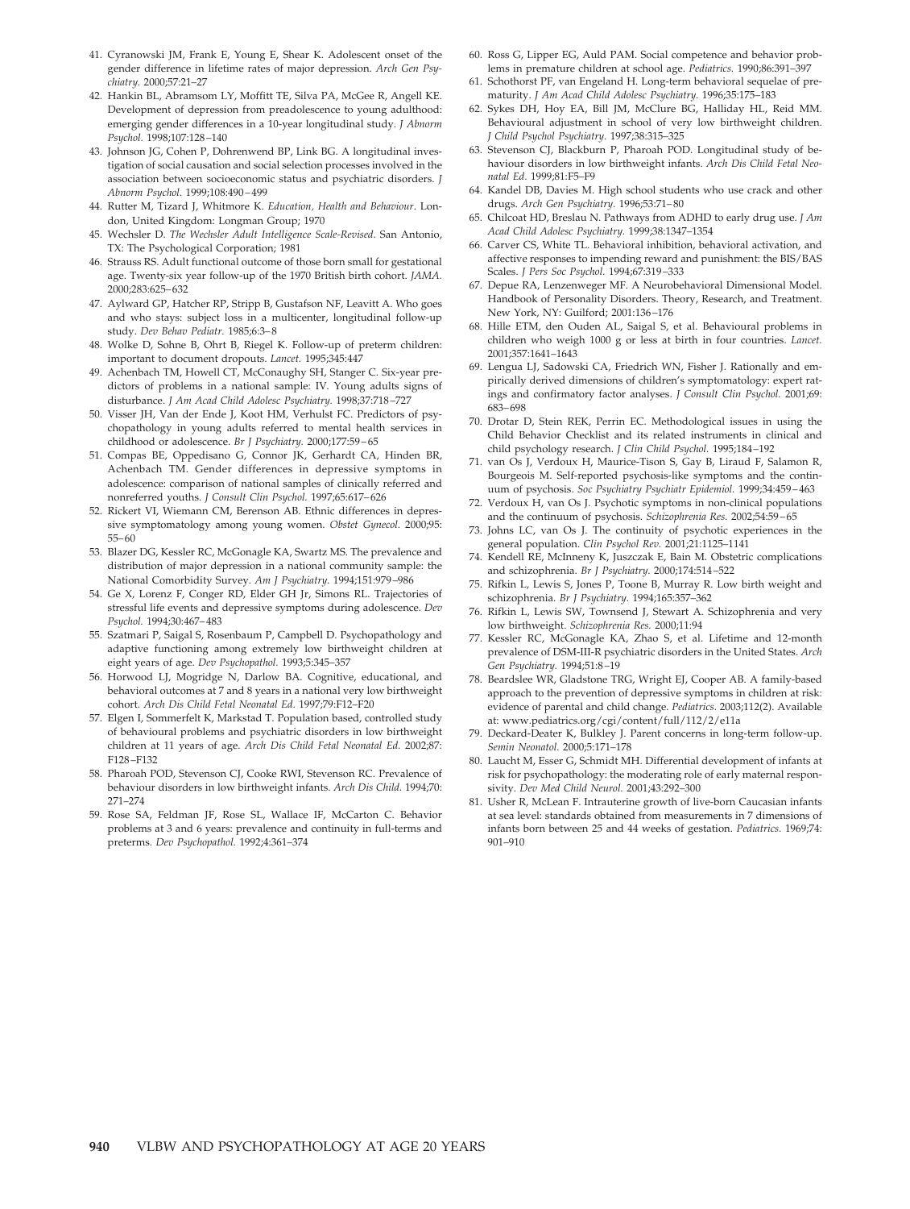41. Cyranowski JM, Frank E, Young E, Shear K. Adolescent onset of the gender difference in lifetime rates of major depression. *Arch Gen Psychiatry.* 2000;57:21–27
42. Hankin BL, Abramsom LY, Moffitt TE, Silva PA, McGee R, Angell KE. Development of depression from preadolescence to young adulthood: emerging gender differences in a 10-year longitudinal study. *J Abnorm Psychol.* 1998;107:128–140
43. Johnson JG, Cohen P, Dohrenwend BP, Link BG. A longitudinal investigation of social causation and social selection processes involved in the association between socioeconomic status and psychiatric disorders. *J Abnorm Psychol.* 1999;108:490–499
44. Rutter M, Tizard J, Whitmore K. *Education, Health and Behaviour*. London, United Kingdom: Longman Group; 1970
45. Wechsler D. *The Wechsler Adult Intelligence Scale-Revised*. San Antonio, TX: The Psychological Corporation; 1981
46. Strauss RS. Adult functional outcome of those born small for gestational age. Twenty-six year follow-up of the 1970 British birth cohort. *JAMA.* 2000;283:625–632
47. Aylward GP, Hatcher RP, Stripp B, Gustafson NF, Leavitt A. Who goes and who stays: subject loss in a multicenter, longitudinal follow-up study. *Dev Behav Pediatr.* 1985;6:3–8
48. Wolke D, Sohne B, Ohrt B, Riegel K. Follow-up of preterm children: important to document dropouts. *Lancet.* 1995;345:447
49. Achenbach TM, Howell CT, McConaughy SH, Stanger C. Six-year predictors of problems in a national sample: IV. Young adults signs of disturbance. *J Am Acad Child Adolesc Psychiatry.* 1998;37:718–727
50. Visser JH, Van der Ende J, Koot HM, Verhulst FC. Predictors of psychopathology in young adults referred to mental health services in childhood or adolescence. *Br J Psychiatry.* 2000;177:59–65
51. Compas BE, Oppedisano G, Connor JK, Gerhardt CA, Hinden BR, Achenbach TM. Gender differences in depressive symptoms in adolescence: comparison of national samples of clinically referred and nonreferred youths. *J Consult Clin Psychol.* 1997;65:617–626
52. Rickert VI, Wiemann CM, Berenson AB. Ethnic differences in depressive symptomatology among young women. *Obstet Gynecol.* 2000;95:55–60
53. Blazer DG, Kessler RC, McGonagle KA, Swartz MS. The prevalence and distribution of major depression in a national community sample: the National Comorbidity Survey. *Am J Psychiatry.* 1994;151:979–986
54. Ge X, Lorenz F, Conger RD, Elder GH Jr, Simons RL. Trajectories of stressful life events and depressive symptoms during adolescence. *Dev Psychol.* 1994;30:467–483
55. Szatmari P, Saigal S, Rosenbaum P, Campbell D. Psychopathology and adaptive functioning among extremely low birthweight children at eight years of age. *Dev Psychopathol.* 1993;5:345–357
56. Horwood LJ, Mogridge N, Darlow BA. Cognitive, educational, and behavioral outcomes at 7 and 8 years in a national very low birthweight cohort. *Arch Dis Child Fetal Neonatal Ed.* 1997;79:F12–F20
57. Elgen I, Sommerfelt K, Markstad T. Population based, controlled study of behavioural problems and psychiatric disorders in low birthweight children at 11 years of age. *Arch Dis Child Fetal Neonatal Ed.* 2002;87:F128–F132
58. Pharoah POD, Stevenson CJ, Cooke RWI, Stevenson RC. Prevalence of behaviour disorders in low birthweight infants. *Arch Dis Child.* 1994;70:271–274
59. Rose SA, Feldman JF, Rose SL, Wallace IF, McCarton C. Behavior problems at 3 and 6 years: prevalence and continuity in full-terms and preterms. *Dev Psychopathol.* 1992;4:361–374
60. Ross G, Lipper EG, Auld PAM. Social competence and behavior problems in premature children at school age. *Pediatrics.* 1990;86:391–397
61. Schothorst PF, van Engeland H. Long-term behavioral sequelae of prematurity. *J Am Acad Child Adolesc Psychiatry.* 1996;35:175–183
62. Sykes DH, Hoy EA, Bill JM, McClure BG, Halliday HL, Reid MM. Behavioural adjustment in school of very low birthweight children. *J Child Psychol Psychiatry.* 1997;38:315–325
63. Stevenson CJ, Blackburn P, Pharoah POD. Longitudinal study of behaviour disorders in low birthweight infants. *Arch Dis Child Fetal Neonatal Ed.* 1999;81:F5–F9
64. Kandel DB, Davies M. High school students who use crack and other drugs. *Arch Gen Psychiatry.* 1996;53:71–80
65. Chilcoat HD, Breslau N. Pathways from ADHD to early drug use. *J Am Acad Child Adolesc Psychiatry.* 1999;38:1347–1354
66. Carver CS, White TL. Behavioral inhibition, behavioral activation, and affective responses to impending reward and punishment: the BIS/BAS Scales. *J Pers Soc Psychol.* 1994;67:319–333
67. Depue RA, Lenzenweger MF. A Neurobehavioral Dimensional Model. Handbook of Personality Disorders. Theory, Research, and Treatment. New York, NY: Guilford; 2001:136–176
68. Hille ETM, den Ouden AL, Saigal S, et al. Behavioural problems in children who weigh 1000 g or less at birth in four countries. *Lancet.* 2001;357:1641–1643
69. Lengua LJ, Sadowski CA, Friedrich WN, Fisher J. Rationally and empirically derived dimensions of children's symptomatology: expert ratings and confirmatory factor analyses. *J Consult Clin Psychol.* 2001;69:683–698
70. Drotar D, Stein REK, Perrin EC. Methodological issues in using the Child Behavior Checklist and its related instruments in clinical and child psychology research. *J Clin Child Psychol.* 1995;184–192
71. van Os J, Verdoux H, Maurice-Tison S, Gay B, Liraud F, Salamon R, Bourgeois M. Self-reported psychosis-like symptoms and the continuum of psychosis. *Soc Psychiatry Psychiatr Epidemiol.* 1999;34:459–463
72. Verdoux H, van Os J. Psychotic symptoms in non-clinical populations and the continuum of psychosis. *Schizophrenia Res.* 2002;54:59–65
73. Johns LC, van Os J. The continuity of psychotic experiences in the general population. *Clin Psychol Rev.* 2001;21:1125–1141
74. Kendell RE, McInneny K, Juszczak E, Bain M. Obstetric complications and schizophrenia. *Br J Psychiatry.* 2000;174:514–522
75. Rifkin L, Lewis S, Jones P, Toone B, Murray R. Low birth weight and schizophrenia. *Br J Psychiatry.* 1994;165:357–362
76. Rifkin L, Lewis SW, Townsend J, Stewart A. Schizophrenia and very low birthweight. *Schizophrenia Res.* 2000;11:94
77. Kessler RC, McGonagle KA, Zhao S, et al. Lifetime and 12-month prevalence of DSM-III-R psychiatric disorders in the United States. *Arch Gen Psychiatry.* 1994;51:8–19
78. Beardslee WR, Gladstone TRG, Wright EJ, Cooper AB. A family-based approach to the prevention of depressive symptoms in children at risk: evidence of parental and child change. *Pediatrics.* 2003;112(2). Available at: www.pediatrics.org/cgi/content/full/112/2/e11a
79. Deckard-Deater K, Bulkley J. Parent concerns in long-term follow-up. *Semin Neonatol.* 2000;5:171–178
80. Laucht M, Esser G, Schmidt MH. Differential development of infants at risk for psychopathology: the moderating role of early maternal responsivity. *Dev Med Child Neurol.* 2001;43:292–300
81. Usher R, McLean F. Intrauterine growth of live-born Caucasian infants at sea level: standards obtained from measurements in 7 dimensions of infants born between 25 and 44 weeks of gestation. *Pediatrics.* 1969;74:901–910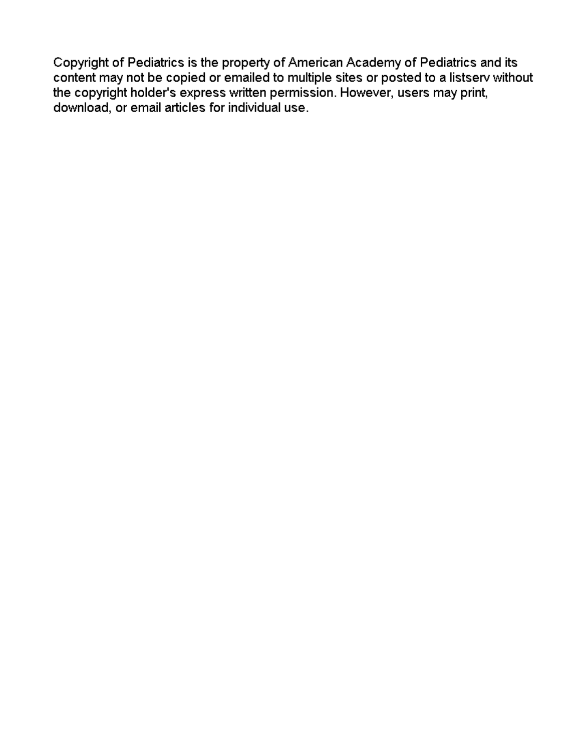Copyright of Pediatrics is the property of American Academy of Pediatrics and its content may not be copied or emailed to multiple sites or posted to a listserv without the copyright holder's express written permission. However, users may print, download, or email articles for individual use.